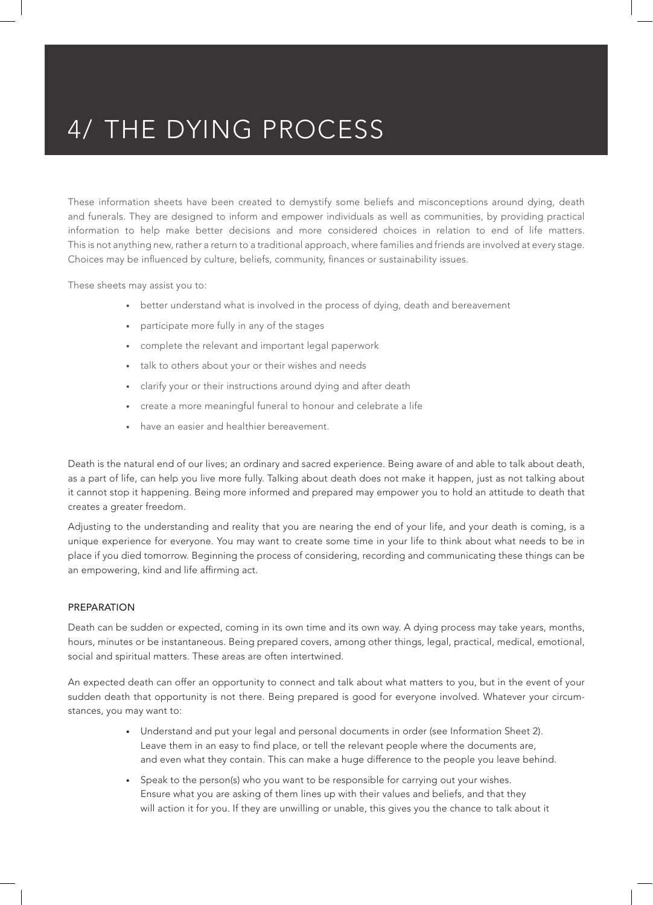# 4/ THE DYING PROCESS

These information sheets have been created to demystify some beliefs and misconceptions around dying, death and funerals. They are designed to inform and empower individuals as well as communities, by providing practical information to help make better decisions and more considered choices in relation to end of life matters. This is not anything new, rather a return to a traditional approach, where families and friends are involved at every stage. Choices may be influenced by culture, beliefs, community, finances or sustainability issues.

These sheets may assist you to:

- better understand what is involved in the process of dying, death and bereavement
- participate more fully in any of the stages
- complete the relevant and important legal paperwork
- talk to others about your or their wishes and needs
- clarify your or their instructions around dying and after death
- create a more meaningful funeral to honour and celebrate a life
- have an easier and healthier bereavement.

Death is the natural end of our lives; an ordinary and sacred experience. Being aware of and able to talk about death, as a part of life, can help you live more fully. Talking about death does not make it happen, just as not talking about it cannot stop it happening. Being more informed and prepared may empower you to hold an attitude to death that creates a greater freedom.

Adjusting to the understanding and reality that you are nearing the end of your life, and your death is coming, is a unique experience for everyone. You may want to create some time in your life to think about what needs to be in place if you died tomorrow. Beginning the process of considering, recording and communicating these things can be an empowering, kind and life affirming act.

## PREPARATION

Death can be sudden or expected, coming in its own time and its own way. A dying process may take years, months, hours, minutes or be instantaneous. Being prepared covers, among other things, legal, practical, medical, emotional, social and spiritual matters. These areas are often intertwined.

An expected death can offer an opportunity to connect and talk about what matters to you, but in the event of your sudden death that opportunity is not there. Being prepared is good for everyone involved. Whatever your circumstances, you may want to:

- Understand and put your legal and personal documents in order (see Information Sheet 2). Leave them in an easy to find place, or tell the relevant people where the documents are, and even what they contain. This can make a huge difference to the people you leave behind.
- Speak to the person(s) who you want to be responsible for carrying out your wishes. Ensure what you are asking of them lines up with their values and beliefs, and that they will action it for you. If they are unwilling or unable, this gives you the chance to talk about it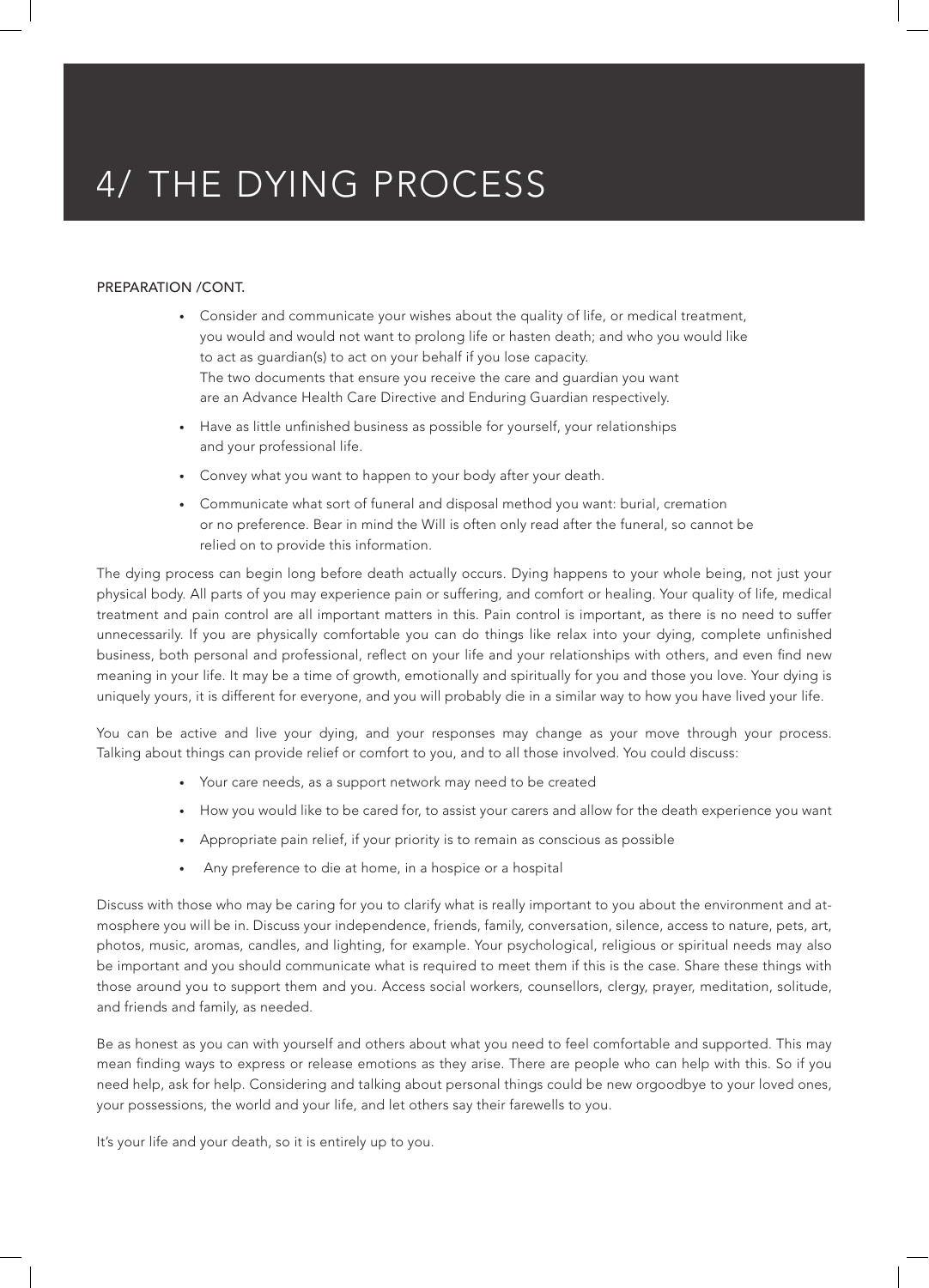# 4/ THE DYING PROCESS

PREPARATION /CONT.

- Consider and communicate your wishes about the quality of life, or medical treatment, you would and would not want to prolong life or hasten death; and who you would like to act as guardian(s) to act on your behalf if you lose capacity. The two documents that ensure you receive the care and guardian you want are an Advance Health Care Directive and Enduring Guardian respectively.
- Have as little unfinished business as possible for yourself, your relationships and your professional life.
- Convey what you want to happen to your body after your death.
- Communicate what sort of funeral and disposal method you want: burial, cremation or no preference. Bear in mind the Will is often only read after the funeral, so cannot be relied on to provide this information.

The dying process can begin long before death actually occurs. Dying happens to your whole being, not just your physical body. All parts of you may experience pain or suffering, and comfort or healing. Your quality of life, medical treatment and pain control are all important matters in this. Pain control is important, as there is no need to suffer unnecessarily. If you are physically comfortable you can do things like relax into your dying, complete unfinished business, both personal and professional, reflect on your life and your relationships with others, and even find new meaning in your life. It may be a time of growth, emotionally and spiritually for you and those you love. Your dying is uniquely yours, it is different for everyone, and you will probably die in a similar way to how you have lived your life.

You can be active and live your dying, and your responses may change as your move through your process. Talking about things can provide relief or comfort to you, and to all those involved. You could discuss:

- Your care needs, as a support network may need to be created
- How you would like to be cared for, to assist your carers and allow for the death experience you want
- Appropriate pain relief, if your priority is to remain as conscious as possible
- Any preference to die at home, in a hospice or a hospital

Discuss with those who may be caring for you to clarify what is really important to you about the environment and atmosphere you will be in. Discuss your independence, friends, family, conversation, silence, access to nature, pets, art, photos, music, aromas, candles, and lighting, for example. Your psychological, religious or spiritual needs may also be important and you should communicate what is required to meet them if this is the case. Share these things with those around you to support them and you. Access social workers, counsellors, clergy, prayer, meditation, solitude, and friends and family, as needed.

Be as honest as you can with yourself and others about what you need to feel comfortable and supported. This may mean finding ways to express or release emotions as they arise. There are people who can help with this. So if you need help, ask for help. Considering and talking about personal things could be new orgoodbye to your loved ones, your possessions, the world and your life, and let others say their farewells to you.

It's your life and your death, so it is entirely up to you.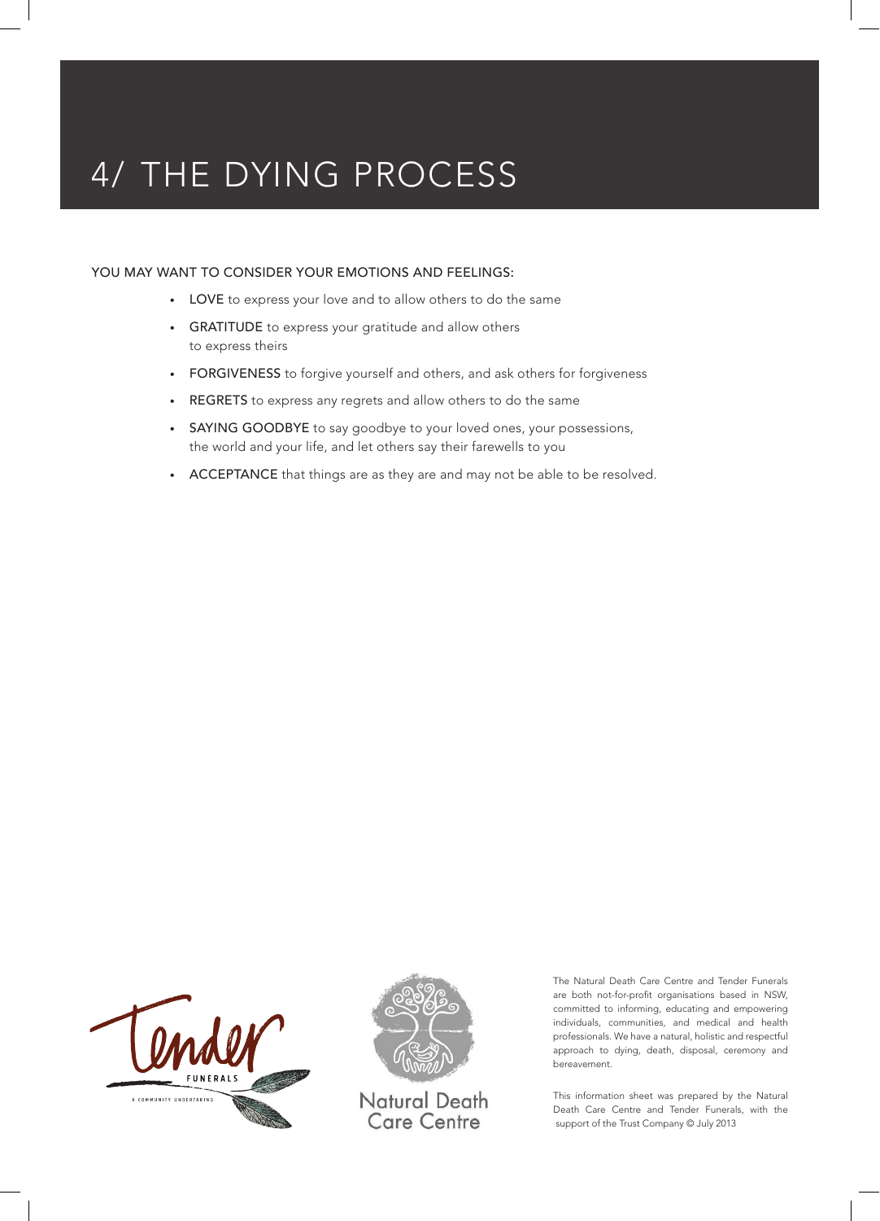# 4/ THE DYING PROCESS

YOU MAY WANT TO CONSIDER YOUR EMOTIONS AND FEELINGS:

- LOVE to express your love and to allow others to do the same
- GRATITUDE to express your gratitude and allow others to express theirs
- FORGIVENESS to forgive yourself and others, and ask others for forgiveness
- REGRETS to express any regrets and allow others to do the same
- SAYING GOODBYE to say goodbye to your loved ones, your possessions, the world and your life, and let others say their farewells to you
- ACCEPTANCE that things are as they are and may not be able to be resolved.

Tender FUNERALS A COMMUNITY UNDERTAKING

Natural Death Care Centre

The Natural Death Care Centre and Tender Funerals are both not-for-profit organisations based in NSW, committed to informing, educating and empowering individuals, communities, and medical and health professionals. We have a natural, holistic and respectful approach to dying, death, disposal, ceremony and bereavement.

This information sheet was prepared by the Natural Death Care Centre and Tender Funerals, with the support of the Trust Company © July 2013